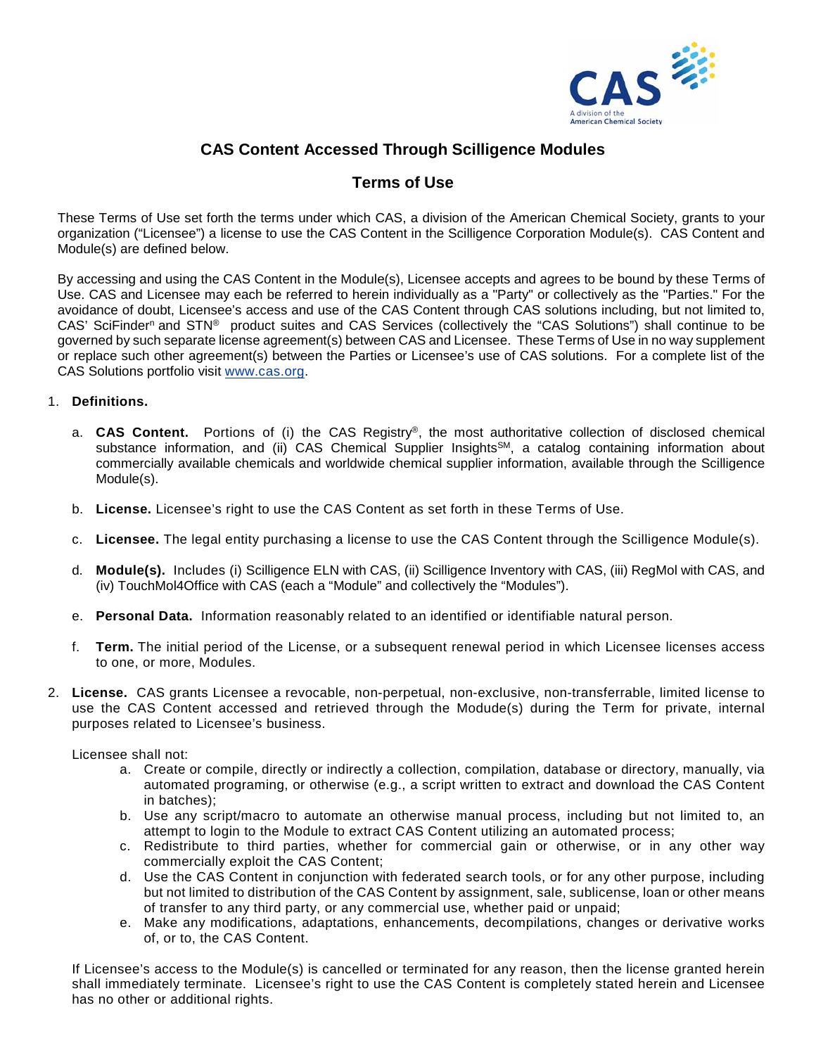# CAS Content Accessed Through Scilligence Modules

## Terms of Use

These Terms of Use set forth the terms under which CAS, a division of the American Chemical Society, grants to your organization ("Licensee") a license to use the CAS Content in the Scilligence Corporation Module(s). CAS Content and Module(s) are defined below.

By accessing and using the CAS Content in the Module(s), Licensee accepts and agrees to be bound by these Terms of Use. CAS and Licensee may each be referred to herein individually as a "Party" or collectively as the "Parties." For the avoidance of doubt, Licensee's access and use of the CAS Content through CAS solutions including, but not limited to, CAS' SciFinder[n] and STN® product suites and CAS Services (collectively the "CAS Solutions") shall continue to be governed by such separate license agreement(s) between CAS and Licensee. These Terms of Use in no way supplement or replace such other agreement(s) between the Parties or Licensee's use of CAS solutions. For a complete list of the CAS Solutions portfolio visit www.cas.org.

1. **Definitions.**

   a. **CAS Content.** Portions of (i) the CAS Registry®, the most authoritative collection of disclosed chemical substance information, and (ii) CAS Chemical Supplier Insights[SM], a catalog containing information about commercially available chemicals and worldwide chemical supplier information, available through the Scilligence Module(s).

   b. **License.** Licensee's right to use the CAS Content as set forth in these Terms of Use.

   c. **Licensee.** The legal entity purchasing a license to use the CAS Content through the Scilligence Module(s).

   d. **Module(s).** Includes (i) Scilligence ELN with CAS, (ii) Scilligence Inventory with CAS, (iii) RegMol with CAS, and (iv) TouchMol4Office with CAS (each a "Module" and collectively the "Modules").

   e. **Personal Data.** Information reasonably related to an identified or identifiable natural person.

   f. **Term.** The initial period of the License, or a subsequent renewal period in which Licensee licenses access to one, or more, Modules.

2. **License.** CAS grants Licensee a revocable, non-perpetual, non-exclusive, non-transferrable, limited license to use the CAS Content accessed and retrieved through the Modude(s) during the Term for private, internal purposes related to Licensee's business.

   Licensee shall not:

   a. Create or compile, directly or indirectly a collection, compilation, database or directory, manually, via automated programing, or otherwise (e.g., a script written to extract and download the CAS Content in batches);
   b. Use any script/macro to automate an otherwise manual process, including but not limited to, an attempt to login to the Module to extract CAS Content utilizing an automated process;
   c. Redistribute to third parties, whether for commercial gain or otherwise, or in any other way commercially exploit the CAS Content;
   d. Use the CAS Content in conjunction with federated search tools, or for any other purpose, including but not limited to distribution of the CAS Content by assignment, sale, sublicense, loan or other means of transfer to any third party, or any commercial use, whether paid or unpaid;
   e. Make any modifications, adaptations, enhancements, decompilations, changes or derivative works of, or to, the CAS Content.

   If Licensee's access to the Module(s) is cancelled or terminated for any reason, then the license granted herein shall immediately terminate. Licensee's right to use the CAS Content is completely stated herein and Licensee has no other or additional rights.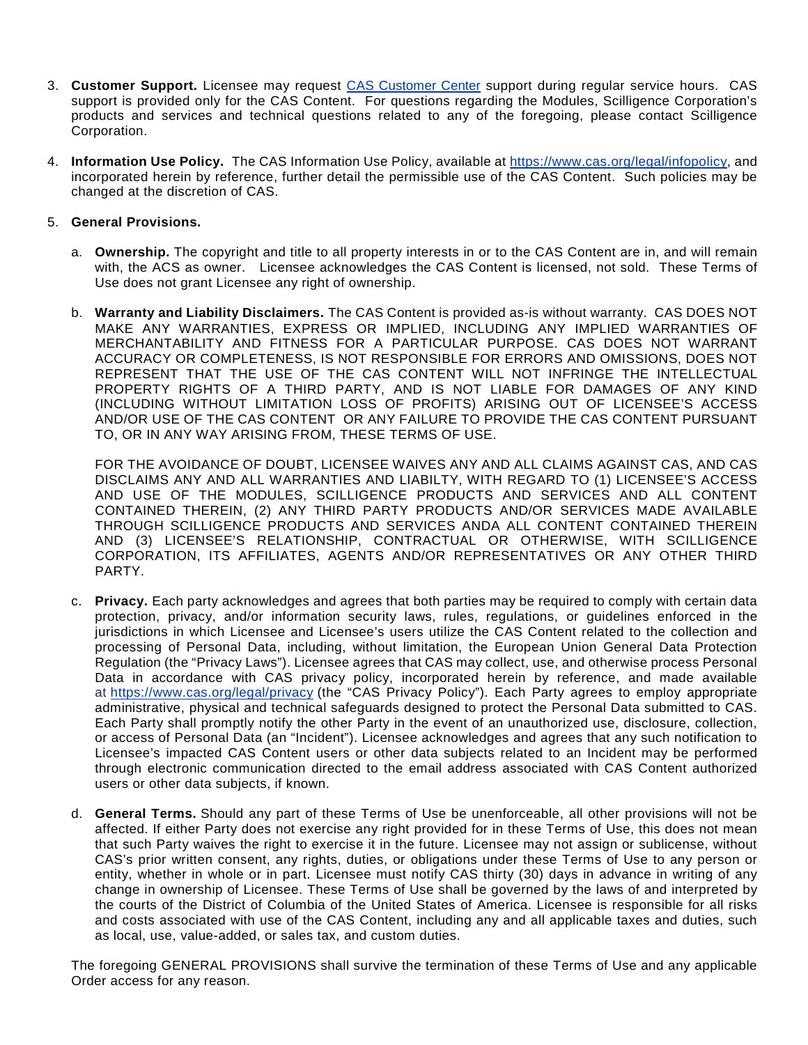3. **Customer Support.** Licensee may request [CAS Customer Center](https://www.cas.org) support during regular service hours. CAS support is provided only for the CAS Content. For questions regarding the Modules, Scilligence Corporation's products and services and technical questions related to any of the foregoing, please contact Scilligence Corporation.

4. **Information Use Policy.** The CAS Information Use Policy, available at https://www.cas.org/legal/infopolicy, and incorporated herein by reference, further detail the permissible use of the CAS Content. Such policies may be changed at the discretion of CAS.

5. **General Provisions.**

   a. **Ownership.** The copyright and title to all property interests in or to the CAS Content are in, and will remain with, the ACS as owner. Licensee acknowledges the CAS Content is licensed, not sold. These Terms of Use does not grant Licensee any right of ownership.

   b. **Warranty and Liability Disclaimers.** The CAS Content is provided as-is without warranty. CAS DOES NOT MAKE ANY WARRANTIES, EXPRESS OR IMPLIED, INCLUDING ANY IMPLIED WARRANTIES OF MERCHANTABILITY AND FITNESS FOR A PARTICULAR PURPOSE. CAS DOES NOT WARRANT ACCURACY OR COMPLETENESS, IS NOT RESPONSIBLE FOR ERRORS AND OMISSIONS, DOES NOT REPRESENT THAT THE USE OF THE CAS CONTENT WILL NOT INFRINGE THE INTELLECTUAL PROPERTY RIGHTS OF A THIRD PARTY, AND IS NOT LIABLE FOR DAMAGES OF ANY KIND (INCLUDING WITHOUT LIMITATION LOSS OF PROFITS) ARISING OUT OF LICENSEE'S ACCESS AND/OR USE OF THE CAS CONTENT OR ANY FAILURE TO PROVIDE THE CAS CONTENT PURSUANT TO, OR IN ANY WAY ARISING FROM, THESE TERMS OF USE.

      FOR THE AVOIDANCE OF DOUBT, LICENSEE WAIVES ANY AND ALL CLAIMS AGAINST CAS, AND CAS DISCLAIMS ANY AND ALL WARRANTIES AND LIABILTY, WITH REGARD TO (1) LICENSEE'S ACCESS AND USE OF THE MODULES, SCILLIGENCE PRODUCTS AND SERVICES AND ALL CONTENT CONTAINED THEREIN, (2) ANY THIRD PARTY PRODUCTS AND/OR SERVICES MADE AVAILABLE THROUGH SCILLIGENCE PRODUCTS AND SERVICES ANDA ALL CONTENT CONTAINED THEREIN AND (3) LICENSEE'S RELATIONSHIP, CONTRACTUAL OR OTHERWISE, WITH SCILLIGENCE CORPORATION, ITS AFFILIATES, AGENTS AND/OR REPRESENTATIVES OR ANY OTHER THIRD PARTY.

   c. **Privacy.** Each party acknowledges and agrees that both parties may be required to comply with certain data protection, privacy, and/or information security laws, rules, regulations, or guidelines enforced in the jurisdictions in which Licensee and Licensee's users utilize the CAS Content related to the collection and processing of Personal Data, including, without limitation, the European Union General Data Protection Regulation (the "Privacy Laws"). Licensee agrees that CAS may collect, use, and otherwise process Personal Data in accordance with CAS privacy policy, incorporated herein by reference, and made available at https://www.cas.org/legal/privacy (the "CAS Privacy Policy"). Each Party agrees to employ appropriate administrative, physical and technical safeguards designed to protect the Personal Data submitted to CAS. Each Party shall promptly notify the other Party in the event of an unauthorized use, disclosure, collection, or access of Personal Data (an "Incident"). Licensee acknowledges and agrees that any such notification to Licensee's impacted CAS Content users or other data subjects related to an Incident may be performed through electronic communication directed to the email address associated with CAS Content authorized users or other data subjects, if known.

   d. **General Terms.** Should any part of these Terms of Use be unenforceable, all other provisions will not be affected. If either Party does not exercise any right provided for in these Terms of Use, this does not mean that such Party waives the right to exercise it in the future. Licensee may not assign or sublicense, without CAS's prior written consent, any rights, duties, or obligations under these Terms of Use to any person or entity, whether in whole or in part. Licensee must notify CAS thirty (30) days in advance in writing of any change in ownership of Licensee. These Terms of Use shall be governed by the laws of and interpreted by the courts of the District of Columbia of the United States of America. Licensee is responsible for all risks and costs associated with use of the CAS Content, including any and all applicable taxes and duties, such as local, use, value-added, or sales tax, and custom duties.

   The foregoing GENERAL PROVISIONS shall survive the termination of these Terms of Use and any applicable Order access for any reason.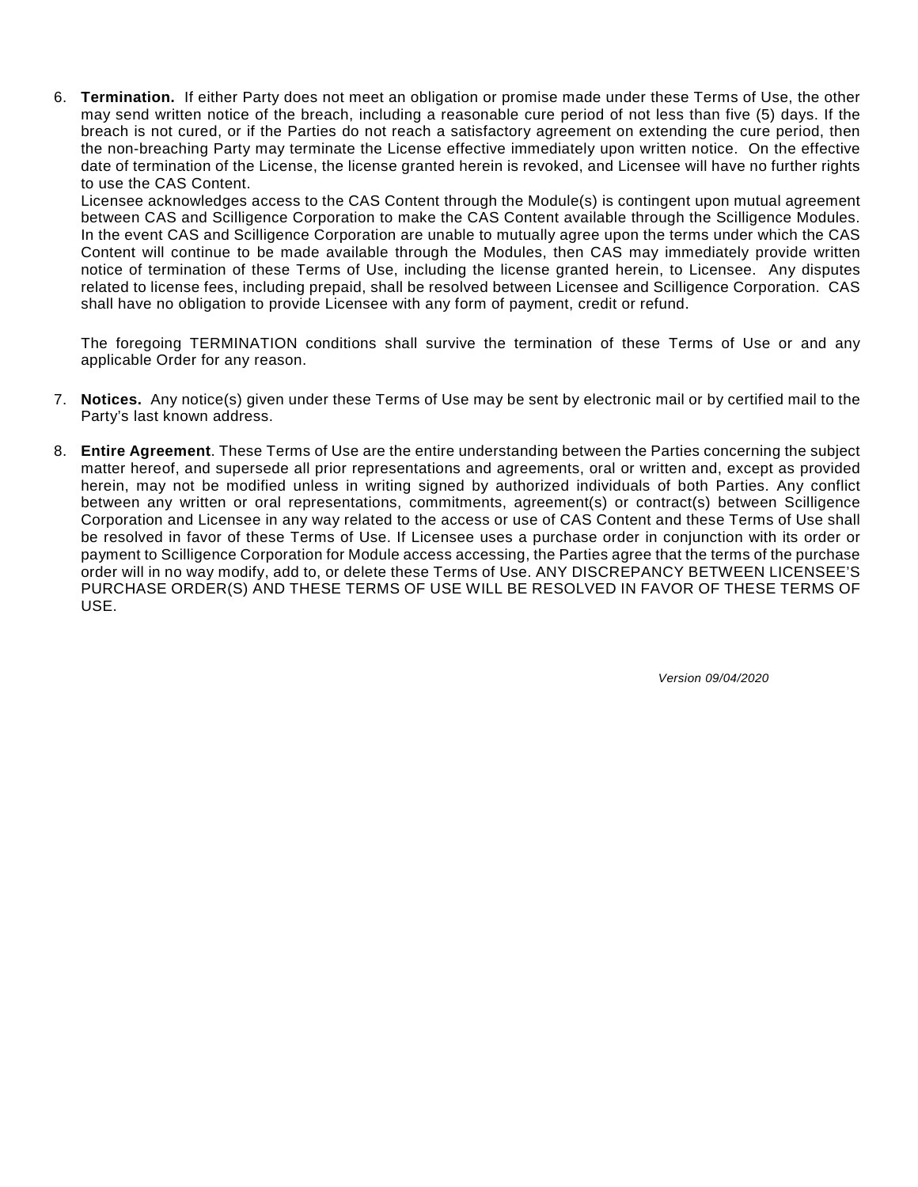6. **Termination.** If either Party does not meet an obligation or promise made under these Terms of Use, the other may send written notice of the breach, including a reasonable cure period of not less than five (5) days. If the breach is not cured, or if the Parties do not reach a satisfactory agreement on extending the cure period, then the non-breaching Party may terminate the License effective immediately upon written notice. On the effective date of termination of the License, the license granted herein is revoked, and Licensee will have no further rights to use the CAS Content.
   Licensee acknowledges access to the CAS Content through the Module(s) is contingent upon mutual agreement between CAS and Scilligence Corporation to make the CAS Content available through the Scilligence Modules. In the event CAS and Scilligence Corporation are unable to mutually agree upon the terms under which the CAS Content will continue to be made available through the Modules, then CAS may immediately provide written notice of termination of these Terms of Use, including the license granted herein, to Licensee. Any disputes related to license fees, including prepaid, shall be resolved between Licensee and Scilligence Corporation. CAS shall have no obligation to provide Licensee with any form of payment, credit or refund.

   The foregoing TERMINATION conditions shall survive the termination of these Terms of Use or and any applicable Order for any reason.

7. **Notices.** Any notice(s) given under these Terms of Use may be sent by electronic mail or by certified mail to the Party's last known address.

8. **Entire Agreement**. These Terms of Use are the entire understanding between the Parties concerning the subject matter hereof, and supersede all prior representations and agreements, oral or written and, except as provided herein, may not be modified unless in writing signed by authorized individuals of both Parties. Any conflict between any written or oral representations, commitments, agreement(s) or contract(s) between Scilligence Corporation and Licensee in any way related to the access or use of CAS Content and these Terms of Use shall be resolved in favor of these Terms of Use. If Licensee uses a purchase order in conjunction with its order or payment to Scilligence Corporation for Module access accessing, the Parties agree that the terms of the purchase order will in no way modify, add to, or delete these Terms of Use. ANY DISCREPANCY BETWEEN LICENSEE'S PURCHASE ORDER(S) AND THESE TERMS OF USE WILL BE RESOLVED IN FAVOR OF THESE TERMS OF USE.

*Version 09/04/2020*